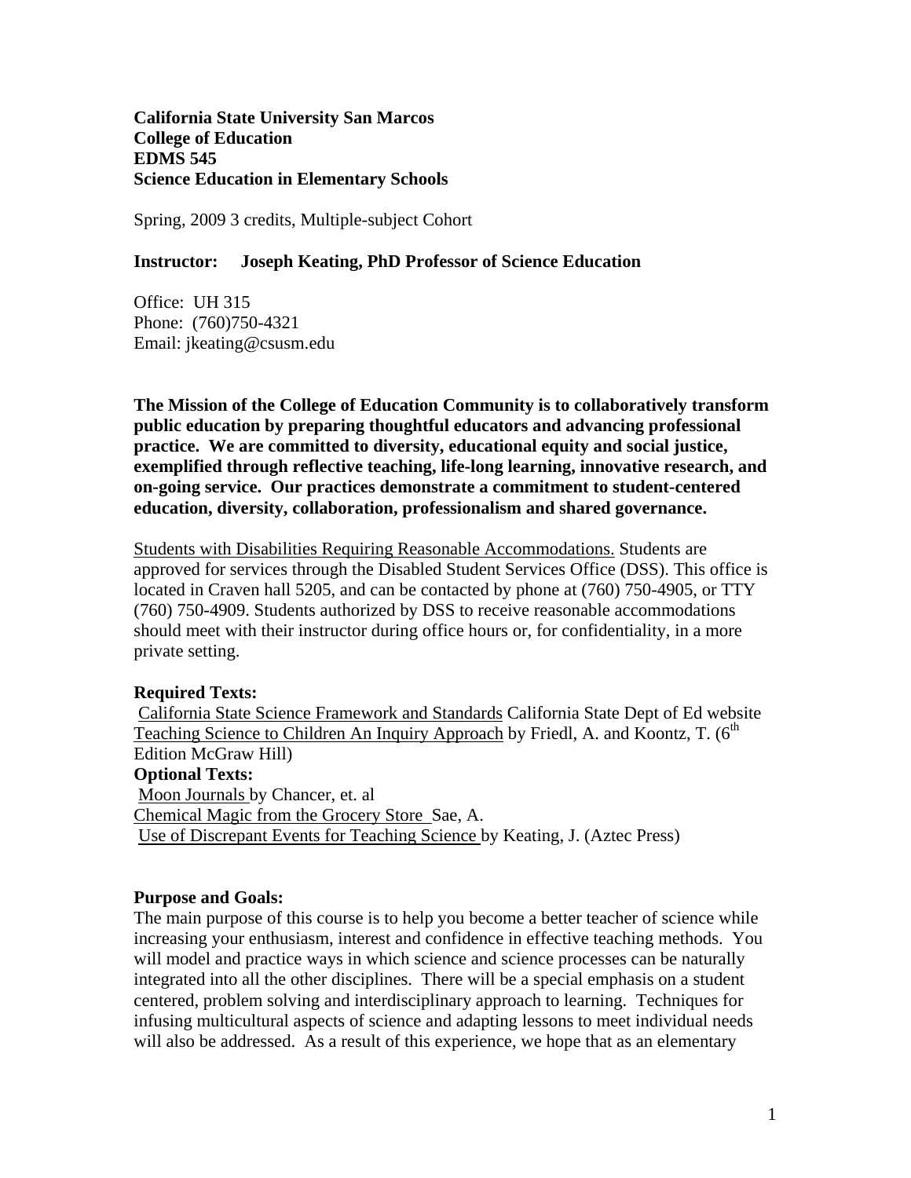**California State University San Marcos**
**College of Education**
**EDMS 545**
**Science Education in Elementary Schools**

Spring, 2009 3 credits, Multiple-subject Cohort

**Instructor: Joseph Keating, PhD Professor of Science Education**

Office: UH 315
Phone: (760)750-4321
Email: jkeating@csusm.edu

**The Mission of the College of Education Community is to collaboratively transform public education by preparing thoughtful educators and advancing professional practice. We are committed to diversity, educational equity and social justice, exemplified through reflective teaching, life-long learning, innovative research, and on-going service. Our practices demonstrate a commitment to student-centered education, diversity, collaboration, professionalism and shared governance.**

Students with Disabilities Requiring Reasonable Accommodations. Students are approved for services through the Disabled Student Services Office (DSS). This office is located in Craven hall 5205, and can be contacted by phone at (760) 750-4905, or TTY (760) 750-4909. Students authorized by DSS to receive reasonable accommodations should meet with their instructor during office hours or, for confidentiality, in a more private setting.

**Required Texts:**
California State Science Framework and Standards California State Dept of Ed website
Teaching Science to Children An Inquiry Approach by Friedl, A. and Koontz, T. (6th Edition McGraw Hill)

**Optional Texts:**
Moon Journals by Chancer, et. al
Chemical Magic from the Grocery Store Sae, A.
Use of Discrepant Events for Teaching Science by Keating, J. (Aztec Press)

**Purpose and Goals:**
The main purpose of this course is to help you become a better teacher of science while increasing your enthusiasm, interest and confidence in effective teaching methods. You will model and practice ways in which science and science processes can be naturally integrated into all the other disciplines. There will be a special emphasis on a student centered, problem solving and interdisciplinary approach to learning. Techniques for infusing multicultural aspects of science and adapting lessons to meet individual needs will also be addressed. As a result of this experience, we hope that as an elementary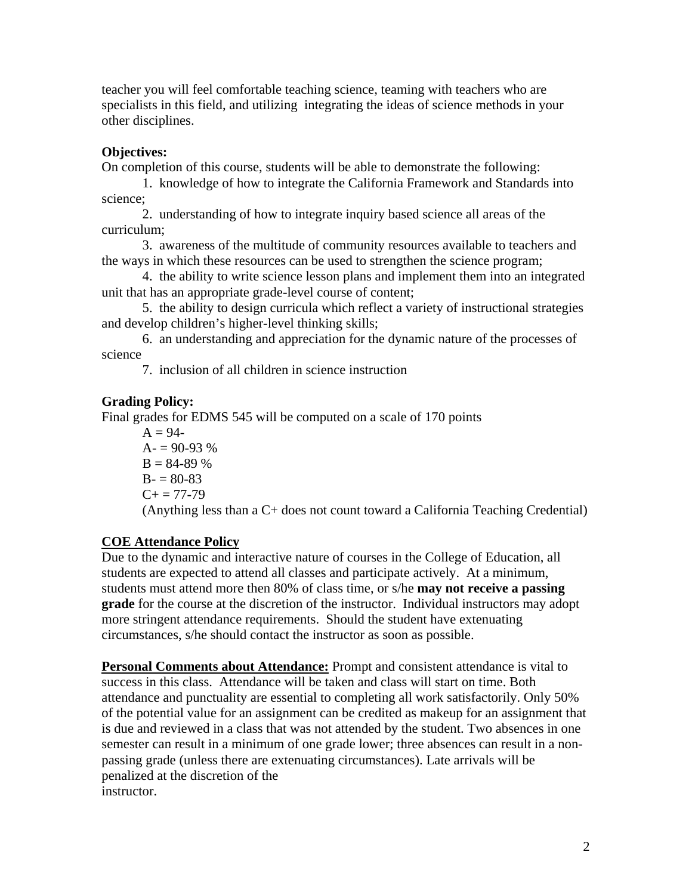teacher you will feel comfortable teaching science, teaming with teachers who are specialists in this field, and utilizing integrating the ideas of science methods in your other disciplines.

**Objectives:**

On completion of this course, students will be able to demonstrate the following:

1. knowledge of how to integrate the California Framework and Standards into science;
2. understanding of how to integrate inquiry based science all areas of the curriculum;
3. awareness of the multitude of community resources available to teachers and the ways in which these resources can be used to strengthen the science program;
4. the ability to write science lesson plans and implement them into an integrated unit that has an appropriate grade-level course of content;
5. the ability to design curricula which reflect a variety of instructional strategies and develop children's higher-level thinking skills;
6. an understanding and appreciation for the dynamic nature of the processes of science
7. inclusion of all children in science instruction

**Grading Policy:**

Final grades for EDMS 545 will be computed on a scale of 170 points

A = 94-
A- = 90-93 %
B = 84-89 %
B- = 80-83
C+ = 77-79
(Anything less than a C+ does not count toward a California Teaching Credential)

**COE Attendance Policy**

Due to the dynamic and interactive nature of courses in the College of Education, all students are expected to attend all classes and participate actively. At a minimum, students must attend more then 80% of class time, or s/he **may not receive a passing grade** for the course at the discretion of the instructor. Individual instructors may adopt more stringent attendance requirements. Should the student have extenuating circumstances, s/he should contact the instructor as soon as possible.

**Personal Comments about Attendance:** Prompt and consistent attendance is vital to success in this class. Attendance will be taken and class will start on time. Both attendance and punctuality are essential to completing all work satisfactorily. Only 50% of the potential value for an assignment can be credited as makeup for an assignment that is due and reviewed in a class that was not attended by the student. Two absences in one semester can result in a minimum of one grade lower; three absences can result in a non-passing grade (unless there are extenuating circumstances). Late arrivals will be penalized at the discretion of the instructor.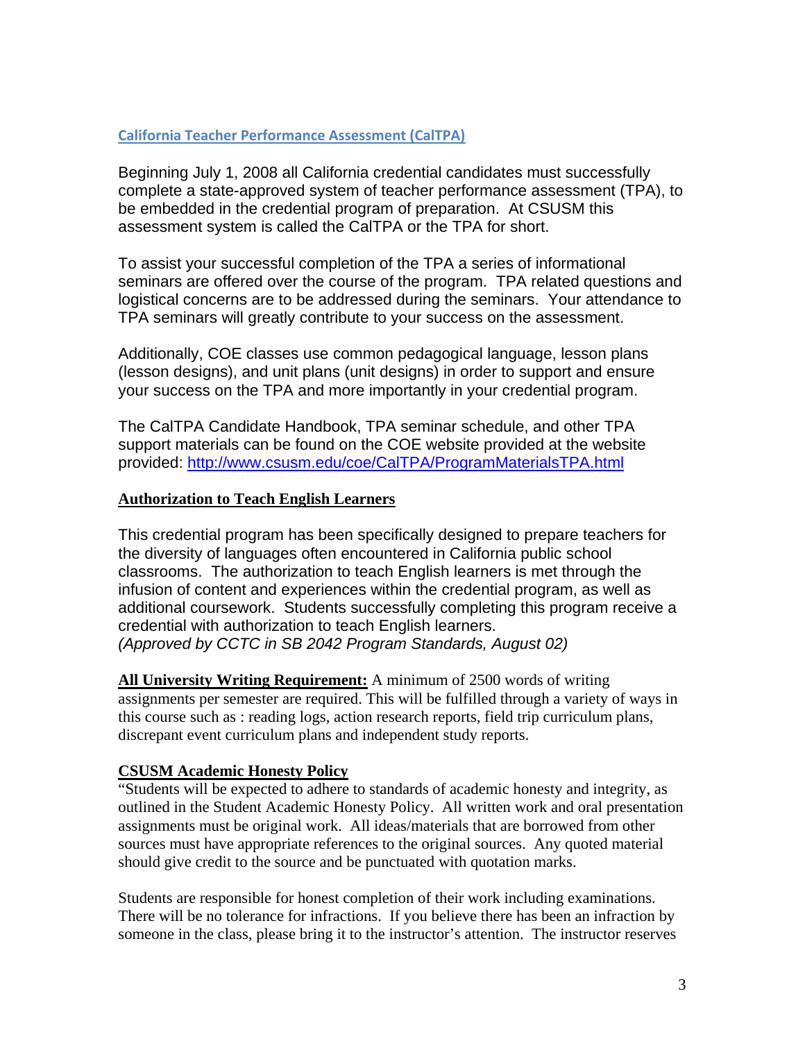## California Teacher Performance Assessment (CalTPA)

Beginning July 1, 2008 all California credential candidates must successfully complete a state-approved system of teacher performance assessment (TPA), to be embedded in the credential program of preparation. At CSUSM this assessment system is called the CalTPA or the TPA for short.

To assist your successful completion of the TPA a series of informational seminars are offered over the course of the program. TPA related questions and logistical concerns are to be addressed during the seminars. Your attendance to TPA seminars will greatly contribute to your success on the assessment.

Additionally, COE classes use common pedagogical language, lesson plans (lesson designs), and unit plans (unit designs) in order to support and ensure your success on the TPA and more importantly in your credential program.

The CalTPA Candidate Handbook, TPA seminar schedule, and other TPA support materials can be found on the COE website provided at the website provided: http://www.csusm.edu/coe/CalTPA/ProgramMaterialsTPA.html

**Authorization to Teach English Learners**

This credential program has been specifically designed to prepare teachers for the diversity of languages often encountered in California public school classrooms. The authorization to teach English learners is met through the infusion of content and experiences within the credential program, as well as additional coursework. Students successfully completing this program receive a credential with authorization to teach English learners.
*(Approved by CCTC in SB 2042 Program Standards, August 02)*

**All University Writing Requirement:** A minimum of 2500 words of writing assignments per semester are required. This will be fulfilled through a variety of ways in this course such as : reading logs, action research reports, field trip curriculum plans, discrepant event curriculum plans and independent study reports.

**CSUSM Academic Honesty Policy**

"Students will be expected to adhere to standards of academic honesty and integrity, as outlined in the Student Academic Honesty Policy. All written work and oral presentation assignments must be original work. All ideas/materials that are borrowed from other sources must have appropriate references to the original sources. Any quoted material should give credit to the source and be punctuated with quotation marks.

Students are responsible for honest completion of their work including examinations. There will be no tolerance for infractions. If you believe there has been an infraction by someone in the class, please bring it to the instructor's attention. The instructor reserves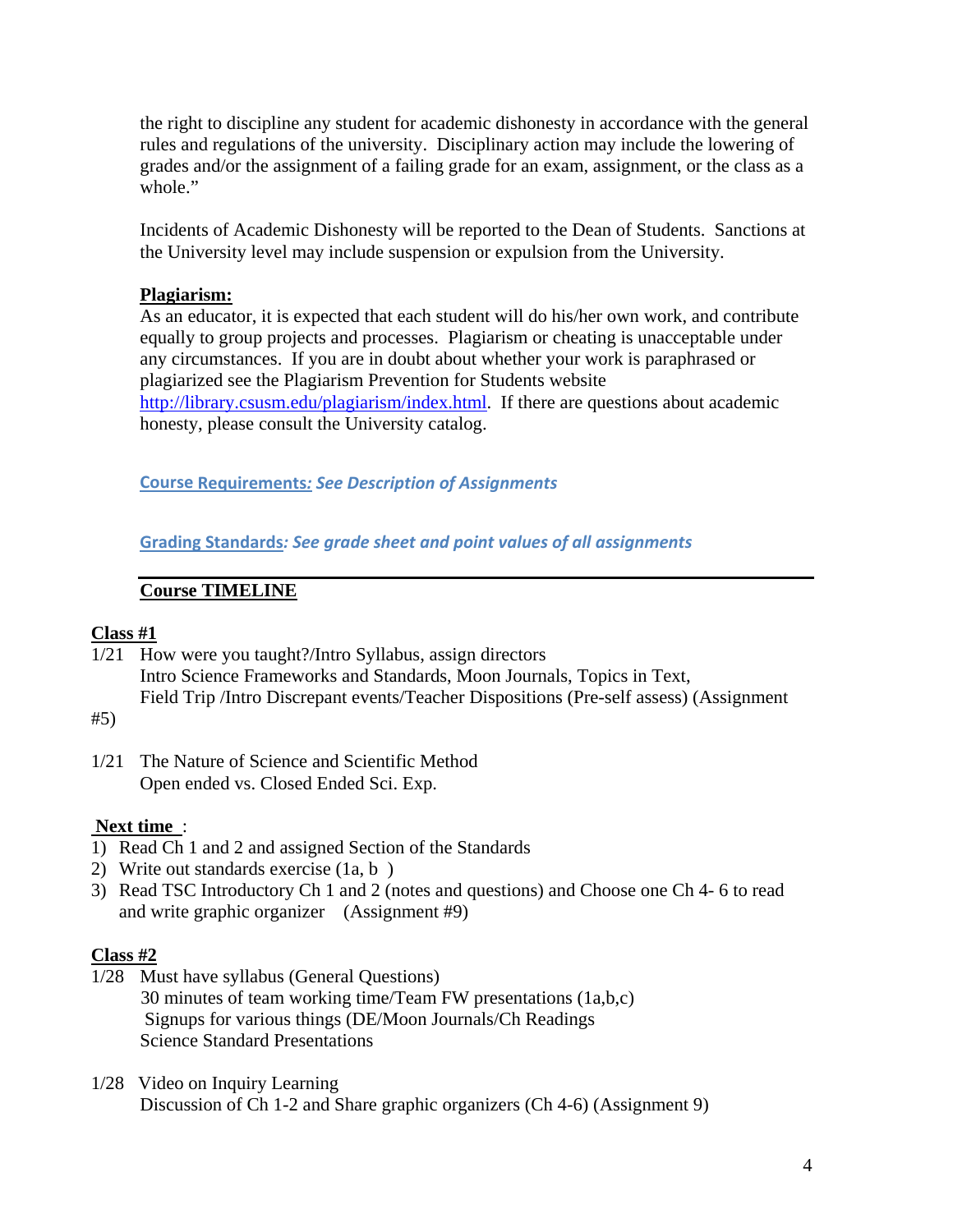the right to discipline any student for academic dishonesty in accordance with the general rules and regulations of the university. Disciplinary action may include the lowering of grades and/or the assignment of a failing grade for an exam, assignment, or the class as a whole."

Incidents of Academic Dishonesty will be reported to the Dean of Students. Sanctions at the University level may include suspension or expulsion from the University.

**Plagiarism:**
As an educator, it is expected that each student will do his/her own work, and contribute equally to group projects and processes. Plagiarism or cheating is unacceptable under any circumstances. If you are in doubt about whether your work is paraphrased or plagiarized see the Plagiarism Prevention for Students website http://library.csusm.edu/plagiarism/index.html. If there are questions about academic honesty, please consult the University catalog.

**Course Requirements***: See Description of Assignments*

**Grading Standards***: See grade sheet and point values of all assignments*

---

## Course TIMELINE

**Class #1**

1/21 How were you taught?/Intro Syllabus, assign directors
Intro Science Frameworks and Standards, Moon Journals, Topics in Text,
Field Trip /Intro Discrepant events/Teacher Dispositions (Pre-self assess) (Assignment #5)

1/21 The Nature of Science and Scientific Method
Open ended vs. Closed Ended Sci. Exp.

**Next time** :

1) Read Ch 1 and 2 and assigned Section of the Standards
2) Write out standards exercise (1a, b )
3) Read TSC Introductory Ch 1 and 2 (notes and questions) and Choose one Ch 4- 6 to read and write graphic organizer (Assignment #9)

**Class #2**

1/28 Must have syllabus (General Questions)
30 minutes of team working time/Team FW presentations (1a,b,c)
Signups for various things (DE/Moon Journals/Ch Readings
Science Standard Presentations

1/28 Video on Inquiry Learning
Discussion of Ch 1-2 and Share graphic organizers (Ch 4-6) (Assignment 9)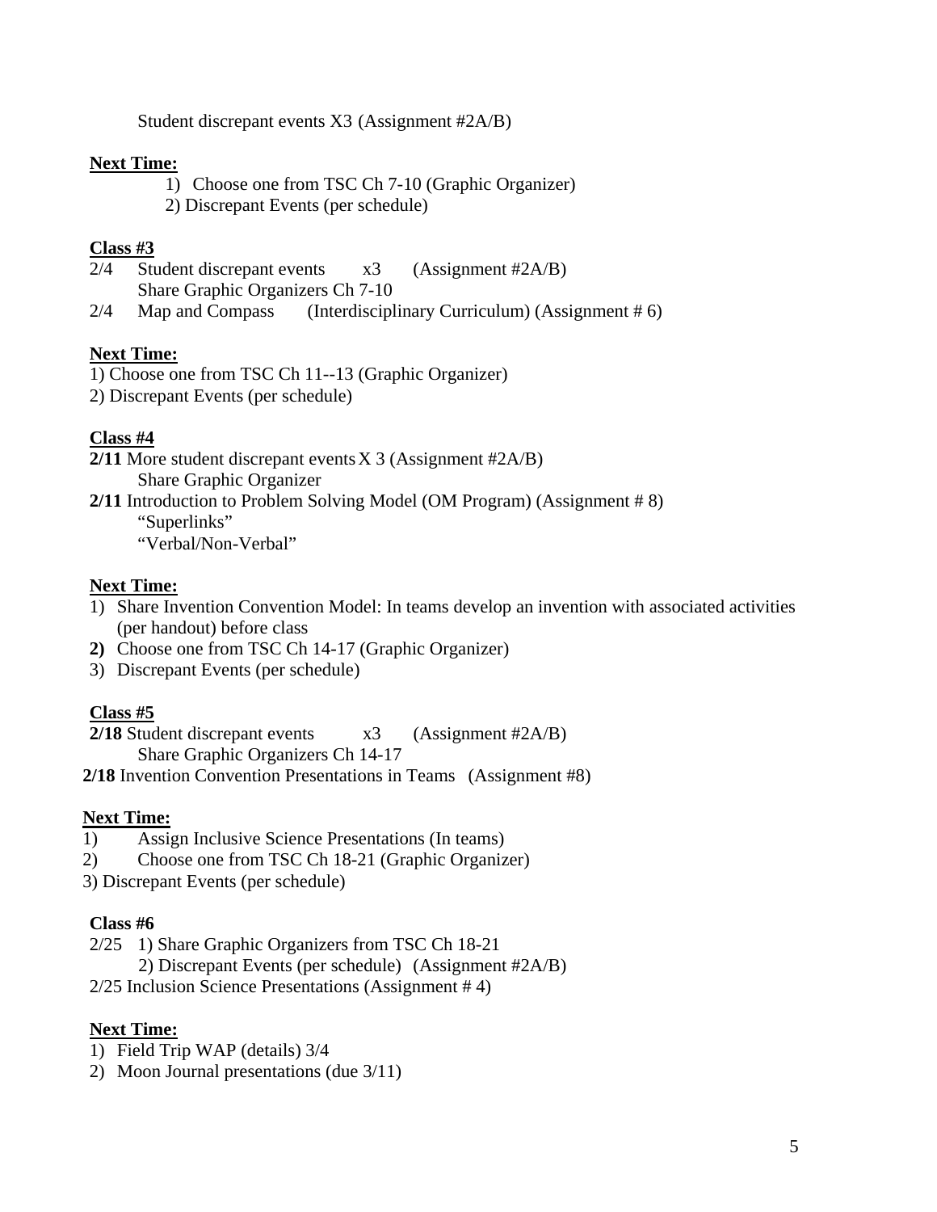Student discrepant events X3 (Assignment #2A/B)

**Next Time:**

1) Choose one from TSC Ch 7-10 (Graphic Organizer)
2) Discrepant Events (per schedule)

**Class #3**

2/4 Student discrepant events x3 (Assignment #2A/B)
Share Graphic Organizers Ch 7-10

2/4 Map and Compass (Interdisciplinary Curriculum) (Assignment # 6)

**Next Time:**

1) Choose one from TSC Ch 11--13 (Graphic Organizer)
2) Discrepant Events (per schedule)

**Class #4**

**2/11** More student discrepant events X 3 (Assignment #2A/B)
Share Graphic Organizer

**2/11** Introduction to Problem Solving Model (OM Program) (Assignment # 8)
"Superlinks"
"Verbal/Non-Verbal"

**Next Time:**

1) Share Invention Convention Model: In teams develop an invention with associated activities (per handout) before class
2) Choose one from TSC Ch 14-17 (Graphic Organizer)
3) Discrepant Events (per schedule)

**Class #5**

**2/18** Student discrepant events x3 (Assignment #2A/B)
Share Graphic Organizers Ch 14-17

**2/18** Invention Convention Presentations in Teams (Assignment #8)

**Next Time:**

1) Assign Inclusive Science Presentations (In teams)
2) Choose one from TSC Ch 18-21 (Graphic Organizer)
3) Discrepant Events (per schedule)

**Class #6**

2/25 1) Share Graphic Organizers from TSC Ch 18-21
2) Discrepant Events (per schedule) (Assignment #2A/B)

2/25 Inclusion Science Presentations (Assignment # 4)

**Next Time:**

1) Field Trip WAP (details) 3/4
2) Moon Journal presentations (due 3/11)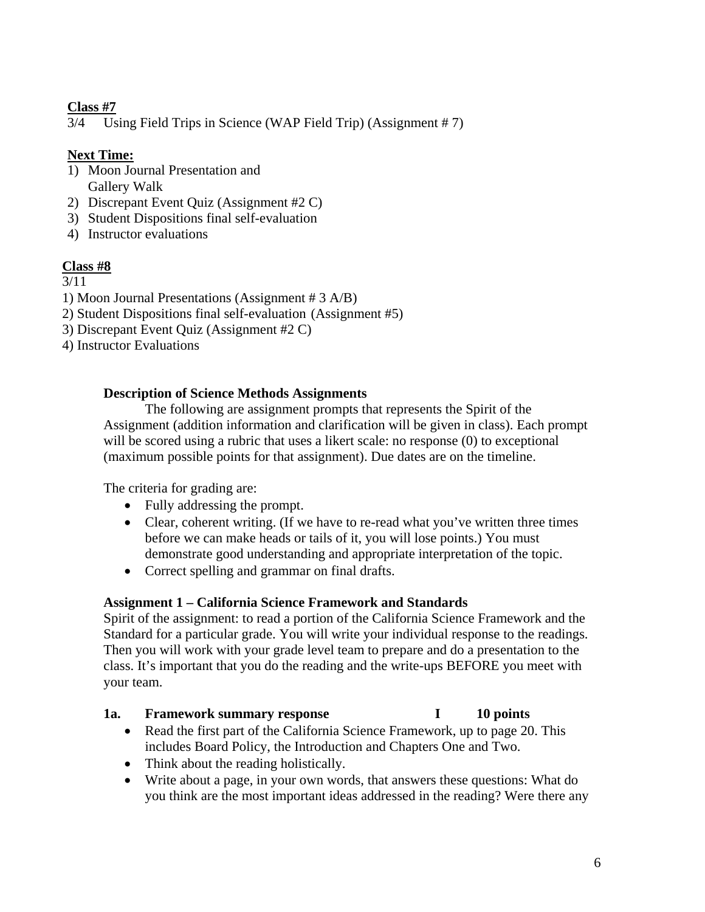**Class #7**
3/4 Using Field Trips in Science (WAP Field Trip) (Assignment # 7)

**Next Time:**

1) Moon Journal Presentation and Gallery Walk
2) Discrepant Event Quiz (Assignment #2 C)
3) Student Dispositions final self-evaluation
4) Instructor evaluations

**Class #8**
3/11

1) Moon Journal Presentations (Assignment # 3 A/B)
2) Student Dispositions final self-evaluation (Assignment #5)
3) Discrepant Event Quiz (Assignment #2 C)
4) Instructor Evaluations

**Description of Science Methods Assignments**

The following are assignment prompts that represents the Spirit of the Assignment (addition information and clarification will be given in class). Each prompt will be scored using a rubric that uses a likert scale: no response (0) to exceptional (maximum possible points for that assignment). Due dates are on the timeline.

The criteria for grading are:

- Fully addressing the prompt.
- Clear, coherent writing. (If we have to re-read what you've written three times before we can make heads or tails of it, you will lose points.) You must demonstrate good understanding and appropriate interpretation of the topic.
- Correct spelling and grammar on final drafts.

**Assignment 1 – California Science Framework and Standards**

Spirit of the assignment: to read a portion of the California Science Framework and the Standard for a particular grade. You will write your individual response to the readings. Then you will work with your grade level team to prepare and do a presentation to the class. It's important that you do the reading and the write-ups BEFORE you meet with your team.

**1a. Framework summary response I 10 points**

- Read the first part of the California Science Framework, up to page 20. This includes Board Policy, the Introduction and Chapters One and Two.
- Think about the reading holistically.
- Write about a page, in your own words, that answers these questions: What do you think are the most important ideas addressed in the reading? Were there any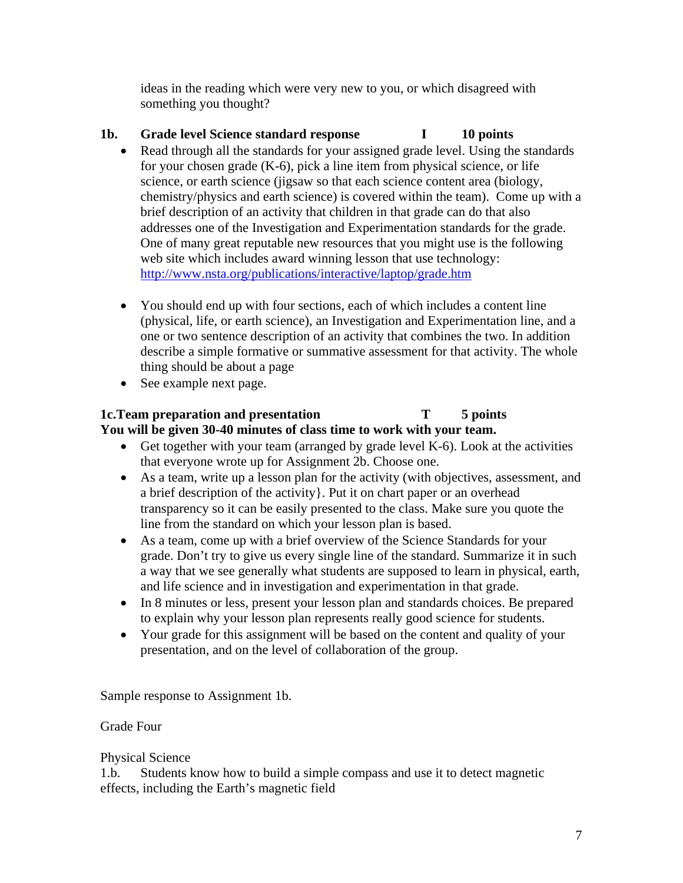ideas in the reading which were very new to you, or which disagreed with something you thought?

**1b. Grade level Science standard response I 10 points**

- Read through all the standards for your assigned grade level. Using the standards for your chosen grade (K-6), pick a line item from physical science, or life science, or earth science (jigsaw so that each science content area (biology, chemistry/physics and earth science) is covered within the team). Come up with a brief description of an activity that children in that grade can do that also addresses one of the Investigation and Experimentation standards for the grade. One of many great reputable new resources that you might use is the following web site which includes award winning lesson that use technology: http://www.nsta.org/publications/interactive/laptop/grade.htm

- You should end up with four sections, each of which includes a content line (physical, life, or earth science), an Investigation and Experimentation line, and a one or two sentence description of an activity that combines the two. In addition describe a simple formative or summative assessment for that activity. The whole thing should be about a page
- See example next page.

**1c.Team preparation and presentation T 5 points**
**You will be given 30-40 minutes of class time to work with your team.**

- Get together with your team (arranged by grade level K-6). Look at the activities that everyone wrote up for Assignment 2b. Choose one.
- As a team, write up a lesson plan for the activity (with objectives, assessment, and a brief description of the activity}. Put it on chart paper or an overhead transparency so it can be easily presented to the class. Make sure you quote the line from the standard on which your lesson plan is based.
- As a team, come up with a brief overview of the Science Standards for your grade. Don't try to give us every single line of the standard. Summarize it in such a way that we see generally what students are supposed to learn in physical, earth, and life science and in investigation and experimentation in that grade.
- In 8 minutes or less, present your lesson plan and standards choices. Be prepared to explain why your lesson plan represents really good science for students.
- Your grade for this assignment will be based on the content and quality of your presentation, and on the level of collaboration of the group.

Sample response to Assignment 1b.

Grade Four

Physical Science
1.b. Students know how to build a simple compass and use it to detect magnetic effects, including the Earth's magnetic field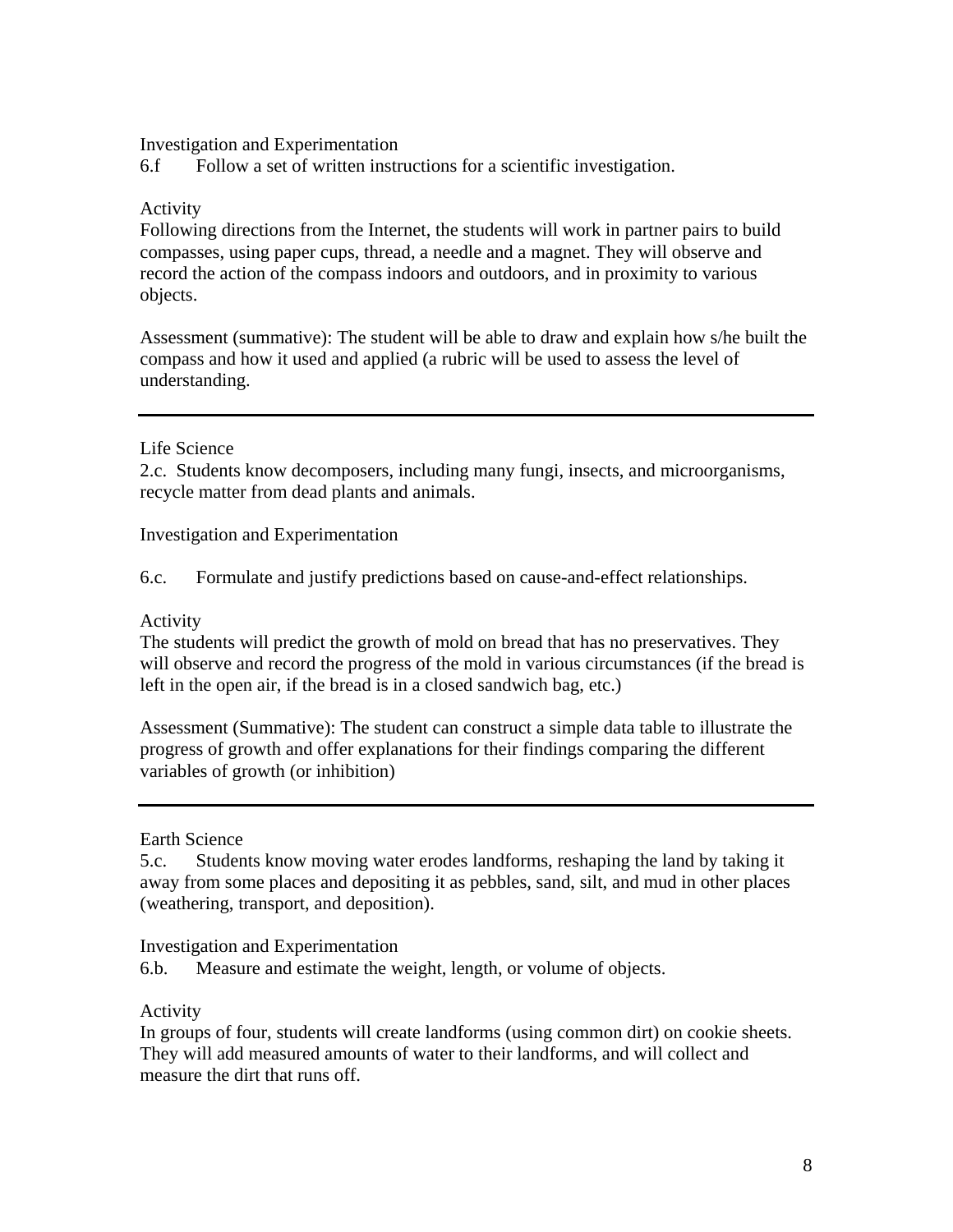Investigation and Experimentation
6.f Follow a set of written instructions for a scientific investigation.

Activity
Following directions from the Internet, the students will work in partner pairs to build compasses, using paper cups, thread, a needle and a magnet. They will observe and record the action of the compass indoors and outdoors, and in proximity to various objects.

Assessment (summative): The student will be able to draw and explain how s/he built the compass and how it used and applied (a rubric will be used to assess the level of understanding.

---

Life Science
2.c. Students know decomposers, including many fungi, insects, and microorganisms, recycle matter from dead plants and animals.

Investigation and Experimentation

6.c. Formulate and justify predictions based on cause-and-effect relationships.

Activity
The students will predict the growth of mold on bread that has no preservatives. They will observe and record the progress of the mold in various circumstances (if the bread is left in the open air, if the bread is in a closed sandwich bag, etc.)

Assessment (Summative): The student can construct a simple data table to illustrate the progress of growth and offer explanations for their findings comparing the different variables of growth (or inhibition)

---

Earth Science
5.c. Students know moving water erodes landforms, reshaping the land by taking it away from some places and depositing it as pebbles, sand, silt, and mud in other places (weathering, transport, and deposition).

Investigation and Experimentation
6.b. Measure and estimate the weight, length, or volume of objects.

Activity
In groups of four, students will create landforms (using common dirt) on cookie sheets. They will add measured amounts of water to their landforms, and will collect and measure the dirt that runs off.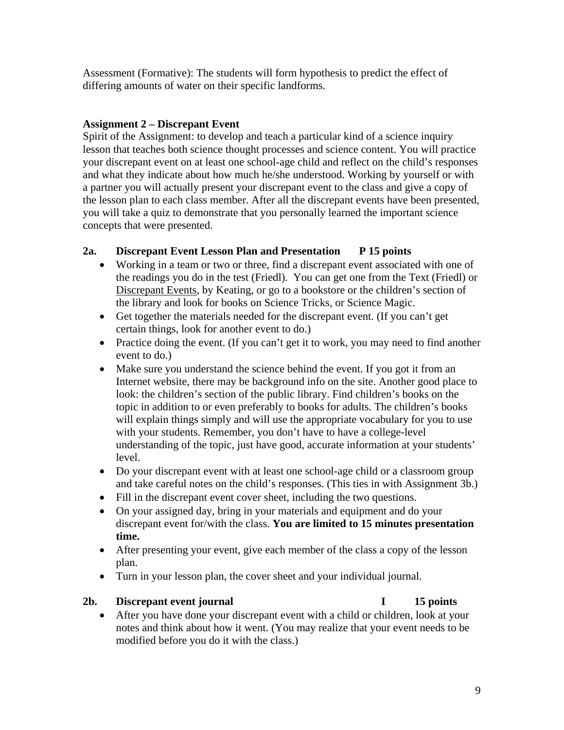Assessment (Formative): The students will form hypothesis to predict the effect of differing amounts of water on their specific landforms.

**Assignment 2 – Discrepant Event**

Spirit of the Assignment: to develop and teach a particular kind of a science inquiry lesson that teaches both science thought processes and science content. You will practice your discrepant event on at least one school-age child and reflect on the child's responses and what they indicate about how much he/she understood. Working by yourself or with a partner you will actually present your discrepant event to the class and give a copy of the lesson plan to each class member. After all the discrepant events have been presented, you will take a quiz to demonstrate that you personally learned the important science concepts that were presented.

**2a. Discrepant Event Lesson Plan and Presentation P 15 points**

- Working in a team or two or three, find a discrepant event associated with one of the readings you do in the test (Friedl). You can get one from the Text (Friedl) or Discrepant Events, by Keating, or go to a bookstore or the children's section of the library and look for books on Science Tricks, or Science Magic.
- Get together the materials needed for the discrepant event. (If you can't get certain things, look for another event to do.)
- Practice doing the event. (If you can't get it to work, you may need to find another event to do.)
- Make sure you understand the science behind the event. If you got it from an Internet website, there may be background info on the site. Another good place to look: the children's section of the public library. Find children's books on the topic in addition to or even preferably to books for adults. The children's books will explain things simply and will use the appropriate vocabulary for you to use with your students. Remember, you don't have to have a college-level understanding of the topic, just have good, accurate information at your students' level.
- Do your discrepant event with at least one school-age child or a classroom group and take careful notes on the child's responses. (This ties in with Assignment 3b.)
- Fill in the discrepant event cover sheet, including the two questions.
- On your assigned day, bring in your materials and equipment and do your discrepant event for/with the class. **You are limited to 15 minutes presentation time.**
- After presenting your event, give each member of the class a copy of the lesson plan.
- Turn in your lesson plan, the cover sheet and your individual journal.

**2b. Discrepant event journal I 15 points**

- After you have done your discrepant event with a child or children, look at your notes and think about how it went. (You may realize that your event needs to be modified before you do it with the class.)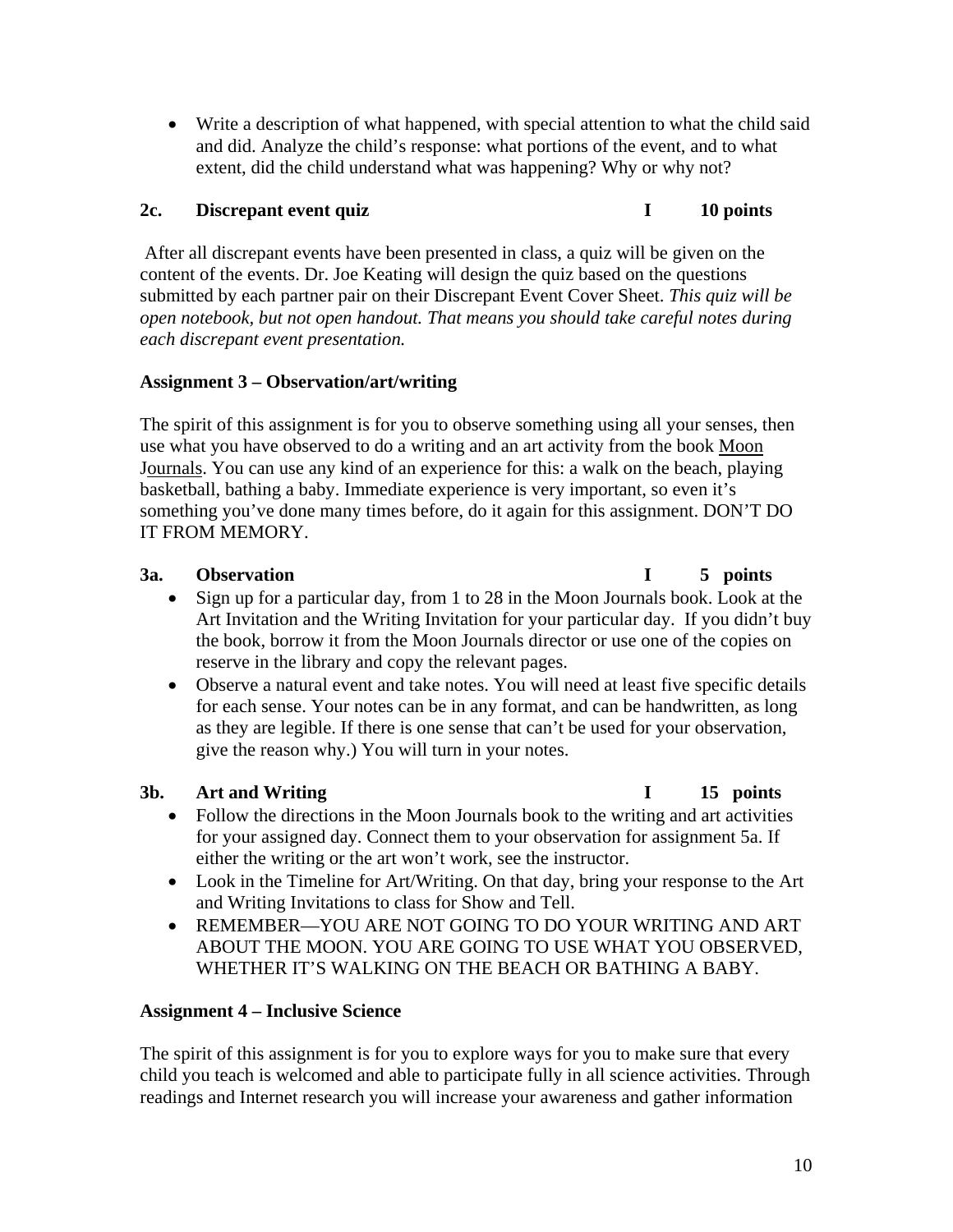- Write a description of what happened, with special attention to what the child said and did. Analyze the child's response: what portions of the event, and to what extent, did the child understand what was happening? Why or why not?

**2c. Discrepant event quiz I 10 points**

After all discrepant events have been presented in class, a quiz will be given on the content of the events. Dr. Joe Keating will design the quiz based on the questions submitted by each partner pair on their Discrepant Event Cover Sheet. *This quiz will be open notebook, but not open handout. That means you should take careful notes during each discrepant event presentation.*

**Assignment 3 – Observation/art/writing**

The spirit of this assignment is for you to observe something using all your senses, then use what you have observed to do a writing and an art activity from the book <u>Moon Journals</u>. You can use any kind of an experience for this: a walk on the beach, playing basketball, bathing a baby. Immediate experience is very important, so even it's something you've done many times before, do it again for this assignment. DON'T DO IT FROM MEMORY.

**3a. Observation I 5 points**

- Sign up for a particular day, from 1 to 28 in the Moon Journals book. Look at the Art Invitation and the Writing Invitation for your particular day. If you didn't buy the book, borrow it from the Moon Journals director or use one of the copies on reserve in the library and copy the relevant pages.
- Observe a natural event and take notes. You will need at least five specific details for each sense. Your notes can be in any format, and can be handwritten, as long as they are legible. If there is one sense that can't be used for your observation, give the reason why.) You will turn in your notes.

**3b. Art and Writing I 15 points**

- Follow the directions in the Moon Journals book to the writing and art activities for your assigned day. Connect them to your observation for assignment 5a. If either the writing or the art won't work, see the instructor.
- Look in the Timeline for Art/Writing. On that day, bring your response to the Art and Writing Invitations to class for Show and Tell.
- REMEMBER—YOU ARE NOT GOING TO DO YOUR WRITING AND ART ABOUT THE MOON. YOU ARE GOING TO USE WHAT YOU OBSERVED, WHETHER IT'S WALKING ON THE BEACH OR BATHING A BABY.

**Assignment 4 – Inclusive Science**

The spirit of this assignment is for you to explore ways for you to make sure that every child you teach is welcomed and able to participate fully in all science activities. Through readings and Internet research you will increase your awareness and gather information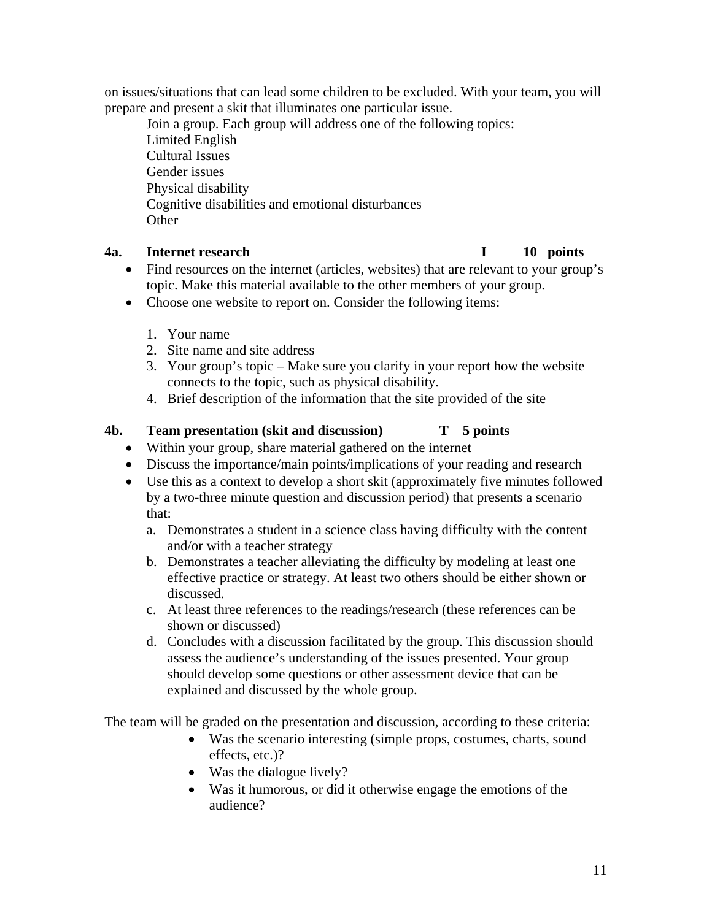on issues/situations that can lead some children to be excluded. With your team, you will prepare and present a skit that illuminates one particular issue.

Join a group. Each group will address one of the following topics:
Limited English
Cultural Issues
Gender issues
Physical disability
Cognitive disabilities and emotional disturbances
Other

**4a. Internet research I 10 points**

- Find resources on the internet (articles, websites) that are relevant to your group's topic. Make this material available to the other members of your group.
- Choose one website to report on. Consider the following items:

  1. Your name
  2. Site name and site address
  3. Your group's topic – Make sure you clarify in your report how the website connects to the topic, such as physical disability.
  4. Brief description of the information that the site provided of the site

**4b. Team presentation (skit and discussion) T 5 points**

- Within your group, share material gathered on the internet
- Discuss the importance/main points/implications of your reading and research
- Use this as a context to develop a short skit (approximately five minutes followed by a two-three minute question and discussion period) that presents a scenario that:
  a. Demonstrates a student in a science class having difficulty with the content and/or with a teacher strategy
  b. Demonstrates a teacher alleviating the difficulty by modeling at least one effective practice or strategy. At least two others should be either shown or discussed.
  c. At least three references to the readings/research (these references can be shown or discussed)
  d. Concludes with a discussion facilitated by the group. This discussion should assess the audience's understanding of the issues presented. Your group should develop some questions or other assessment device that can be explained and discussed by the whole group.

The team will be graded on the presentation and discussion, according to these criteria:

- Was the scenario interesting (simple props, costumes, charts, sound effects, etc.)?
- Was the dialogue lively?
- Was it humorous, or did it otherwise engage the emotions of the audience?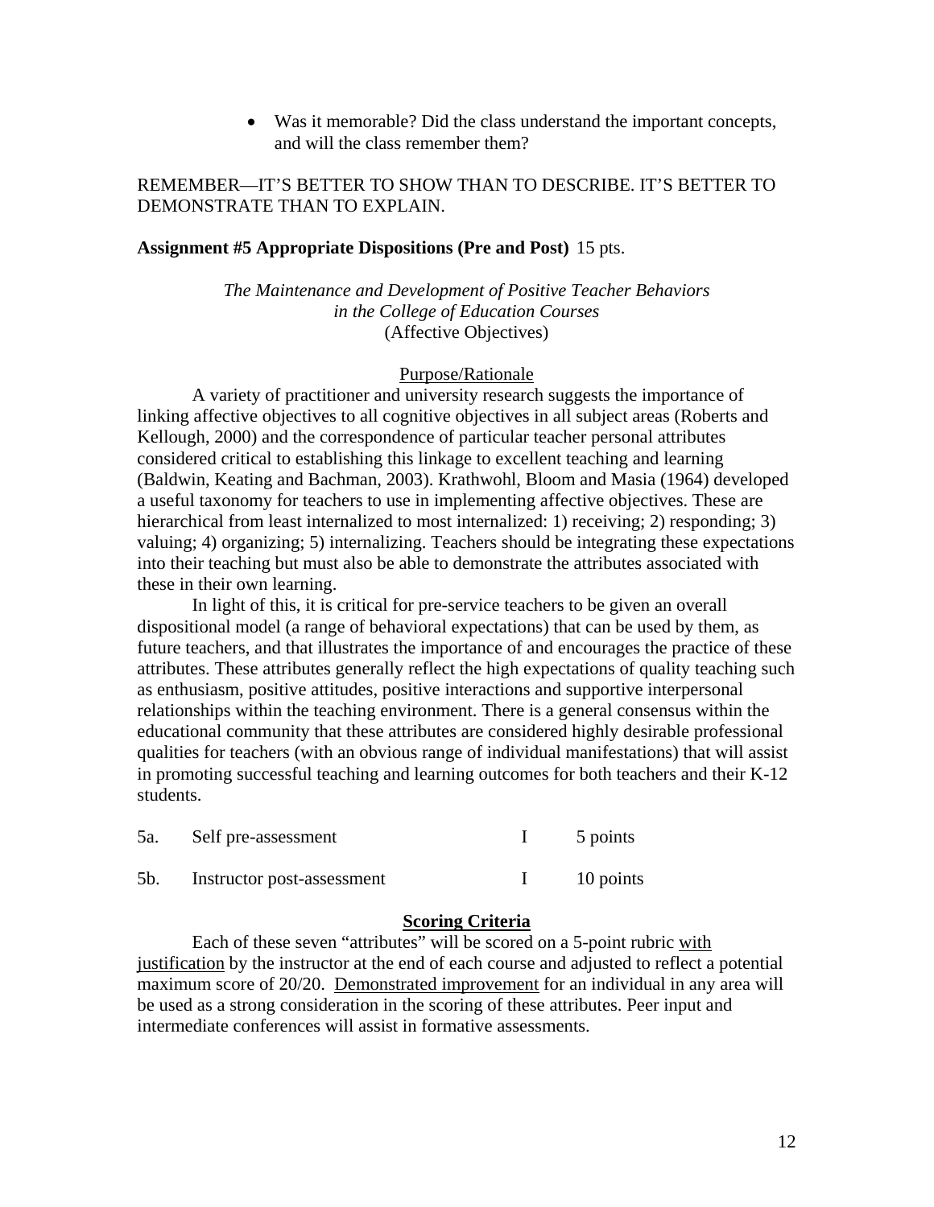- Was it memorable? Did the class understand the important concepts, and will the class remember them?

REMEMBER—IT'S BETTER TO SHOW THAN TO DESCRIBE. IT'S BETTER TO DEMONSTRATE THAN TO EXPLAIN.

**Assignment #5 Appropriate Dispositions (Pre and Post)** 15 pts.

*The Maintenance and Development of Positive Teacher Behaviors in the College of Education Courses*
(Affective Objectives)

<u>Purpose/Rationale</u>

A variety of practitioner and university research suggests the importance of linking affective objectives to all cognitive objectives in all subject areas (Roberts and Kellough, 2000) and the correspondence of particular teacher personal attributes considered critical to establishing this linkage to excellent teaching and learning (Baldwin, Keating and Bachman, 2003). Krathwohl, Bloom and Masia (1964) developed a useful taxonomy for teachers to use in implementing affective objectives. These are hierarchical from least internalized to most internalized: 1) receiving; 2) responding; 3) valuing; 4) organizing; 5) internalizing. Teachers should be integrating these expectations into their teaching but must also be able to demonstrate the attributes associated with these in their own learning.

In light of this, it is critical for pre-service teachers to be given an overall dispositional model (a range of behavioral expectations) that can be used by them, as future teachers, and that illustrates the importance of and encourages the practice of these attributes. These attributes generally reflect the high expectations of quality teaching such as enthusiasm, positive attitudes, positive interactions and supportive interpersonal relationships within the teaching environment. There is a general consensus within the educational community that these attributes are considered highly desirable professional qualities for teachers (with an obvious range of individual manifestations) that will assist in promoting successful teaching and learning outcomes for both teachers and their K-12 students.

| | | | |
|---|---|---|---|
| 5a. | Self pre-assessment | I | 5 points |
| 5b. | Instructor post-assessment | I | 10 points |

**<u>Scoring Criteria</u>**

Each of these seven "attributes" will be scored on a 5-point rubric <u>with justification</u> by the instructor at the end of each course and adjusted to reflect a potential maximum score of 20/20. <u>Demonstrated improvement</u> for an individual in any area will be used as a strong consideration in the scoring of these attributes. Peer input and intermediate conferences will assist in formative assessments.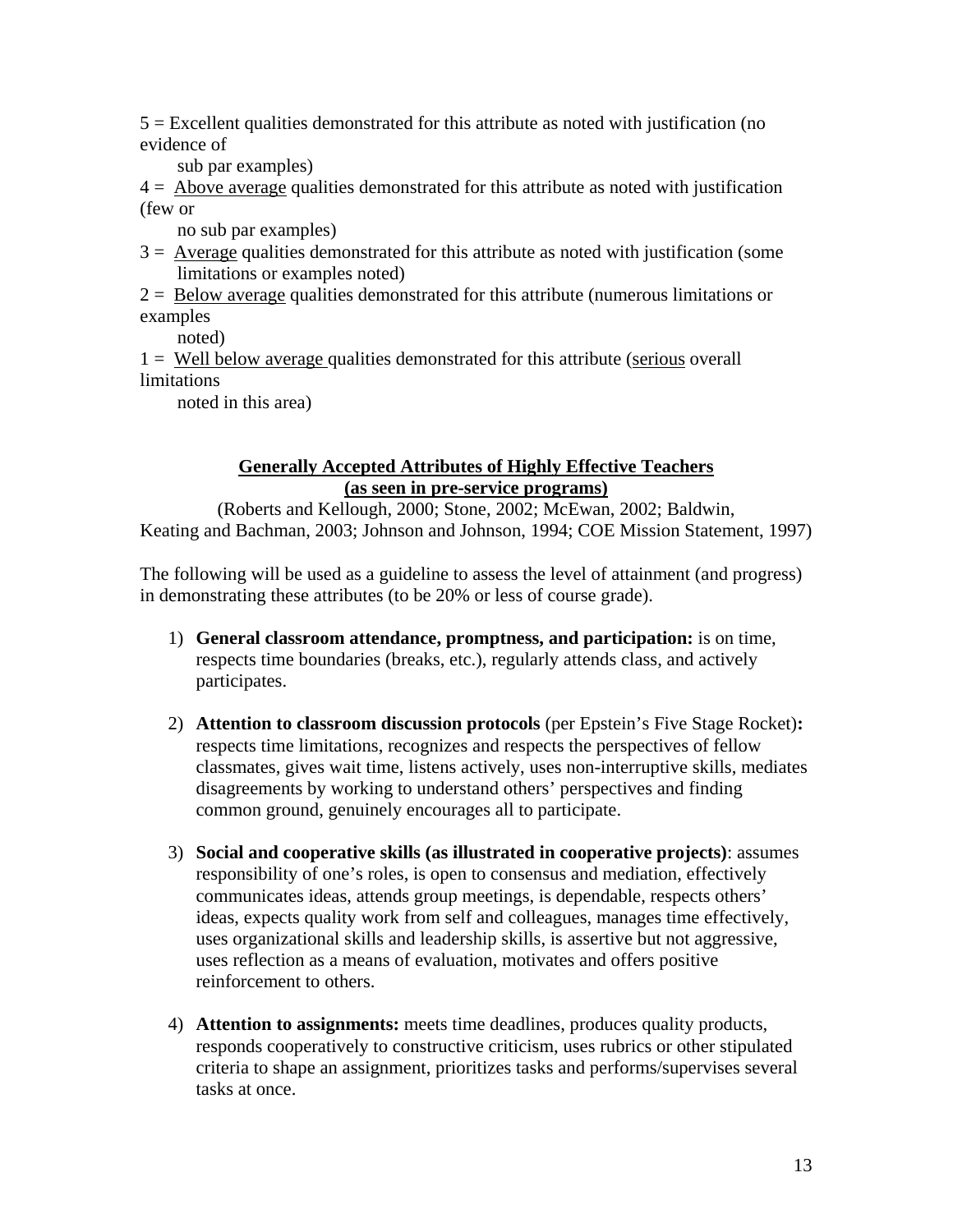5 = Excellent qualities demonstrated for this attribute as noted with justification (no evidence of sub par examples)

4 = Above average qualities demonstrated for this attribute as noted with justification (few or no sub par examples)

3 = Average qualities demonstrated for this attribute as noted with justification (some limitations or examples noted)

2 = Below average qualities demonstrated for this attribute (numerous limitations or examples noted)

1 = Well below average qualities demonstrated for this attribute (serious overall limitations noted in this area)

## Generally Accepted Attributes of Highly Effective Teachers (as seen in pre-service programs)

(Roberts and Kellough, 2000; Stone, 2002; McEwan, 2002; Baldwin, Keating and Bachman, 2003; Johnson and Johnson, 1994; COE Mission Statement, 1997)

The following will be used as a guideline to assess the level of attainment (and progress) in demonstrating these attributes (to be 20% or less of course grade).

1) **General classroom attendance, promptness, and participation:** is on time, respects time boundaries (breaks, etc.), regularly attends class, and actively participates.

2) **Attention to classroom discussion protocols** (per Epstein's Five Stage Rocket)**:** respects time limitations, recognizes and respects the perspectives of fellow classmates, gives wait time, listens actively, uses non-interruptive skills, mediates disagreements by working to understand others' perspectives and finding common ground, genuinely encourages all to participate.

3) **Social and cooperative skills (as illustrated in cooperative projects)**: assumes responsibility of one's roles, is open to consensus and mediation, effectively communicates ideas, attends group meetings, is dependable, respects others' ideas, expects quality work from self and colleagues, manages time effectively, uses organizational skills and leadership skills, is assertive but not aggressive, uses reflection as a means of evaluation, motivates and offers positive reinforcement to others.

4) **Attention to assignments:** meets time deadlines, produces quality products, responds cooperatively to constructive criticism, uses rubrics or other stipulated criteria to shape an assignment, prioritizes tasks and performs/supervises several tasks at once.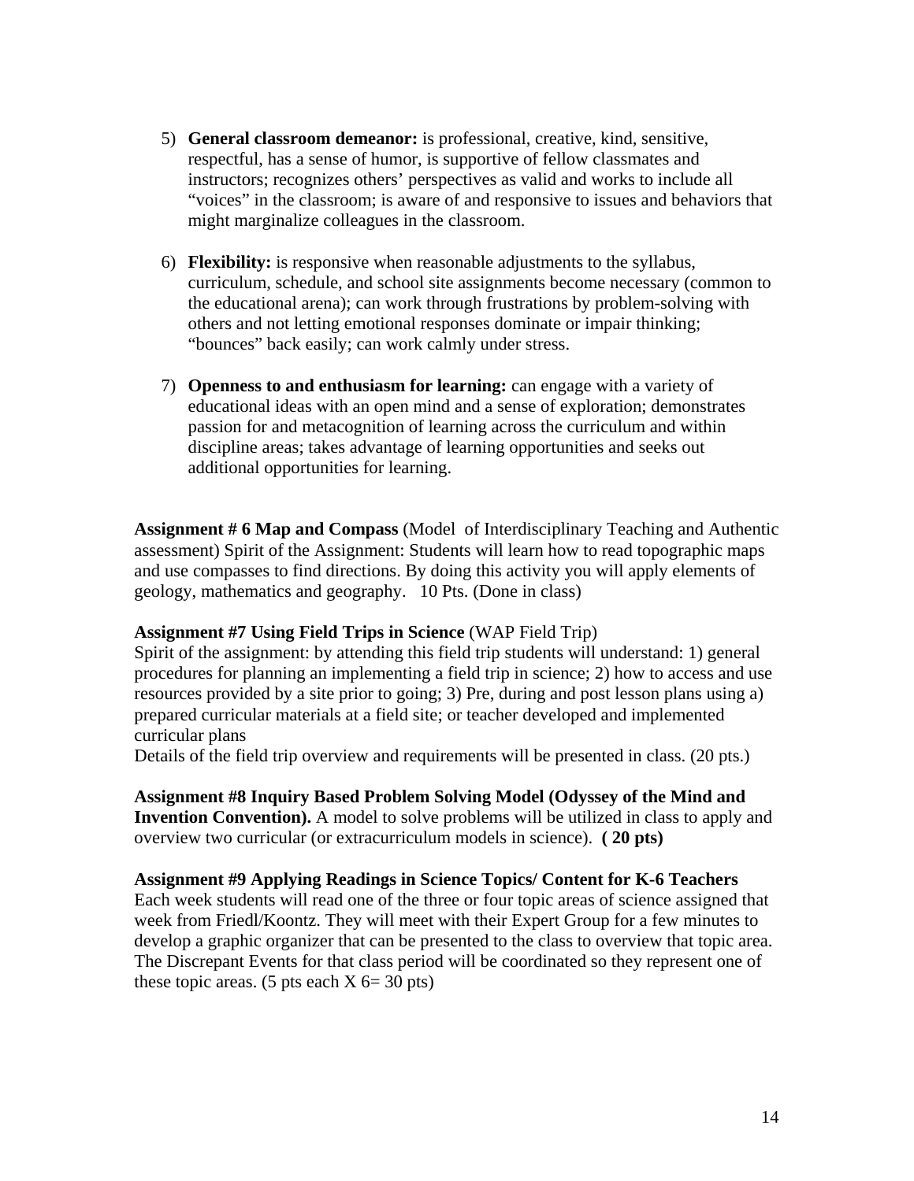5) **General classroom demeanor:** is professional, creative, kind, sensitive, respectful, has a sense of humor, is supportive of fellow classmates and instructors; recognizes others' perspectives as valid and works to include all "voices" in the classroom; is aware of and responsive to issues and behaviors that might marginalize colleagues in the classroom.

6) **Flexibility:** is responsive when reasonable adjustments to the syllabus, curriculum, schedule, and school site assignments become necessary (common to the educational arena); can work through frustrations by problem-solving with others and not letting emotional responses dominate or impair thinking; "bounces" back easily; can work calmly under stress.

7) **Openness to and enthusiasm for learning:** can engage with a variety of educational ideas with an open mind and a sense of exploration; demonstrates passion for and metacognition of learning across the curriculum and within discipline areas; takes advantage of learning opportunities and seeks out additional opportunities for learning.

**Assignment # 6 Map and Compass** (Model of Interdisciplinary Teaching and Authentic assessment) Spirit of the Assignment: Students will learn how to read topographic maps and use compasses to find directions. By doing this activity you will apply elements of geology, mathematics and geography. 10 Pts. (Done in class)

**Assignment #7 Using Field Trips in Science** (WAP Field Trip)
Spirit of the assignment: by attending this field trip students will understand: 1) general procedures for planning an implementing a field trip in science; 2) how to access and use resources provided by a site prior to going; 3) Pre, during and post lesson plans using a) prepared curricular materials at a field site; or teacher developed and implemented curricular plans
Details of the field trip overview and requirements will be presented in class. (20 pts.)

**Assignment #8 Inquiry Based Problem Solving Model (Odyssey of the Mind and Invention Convention).** A model to solve problems will be utilized in class to apply and overview two curricular (or extracurriculum models in science). **( 20 pts)**

**Assignment #9 Applying Readings in Science Topics/ Content for K-6 Teachers**
Each week students will read one of the three or four topic areas of science assigned that week from Friedl/Koontz. They will meet with their Expert Group for a few minutes to develop a graphic organizer that can be presented to the class to overview that topic area. The Discrepant Events for that class period will be coordinated so they represent one of these topic areas. (5 pts each X 6= 30 pts)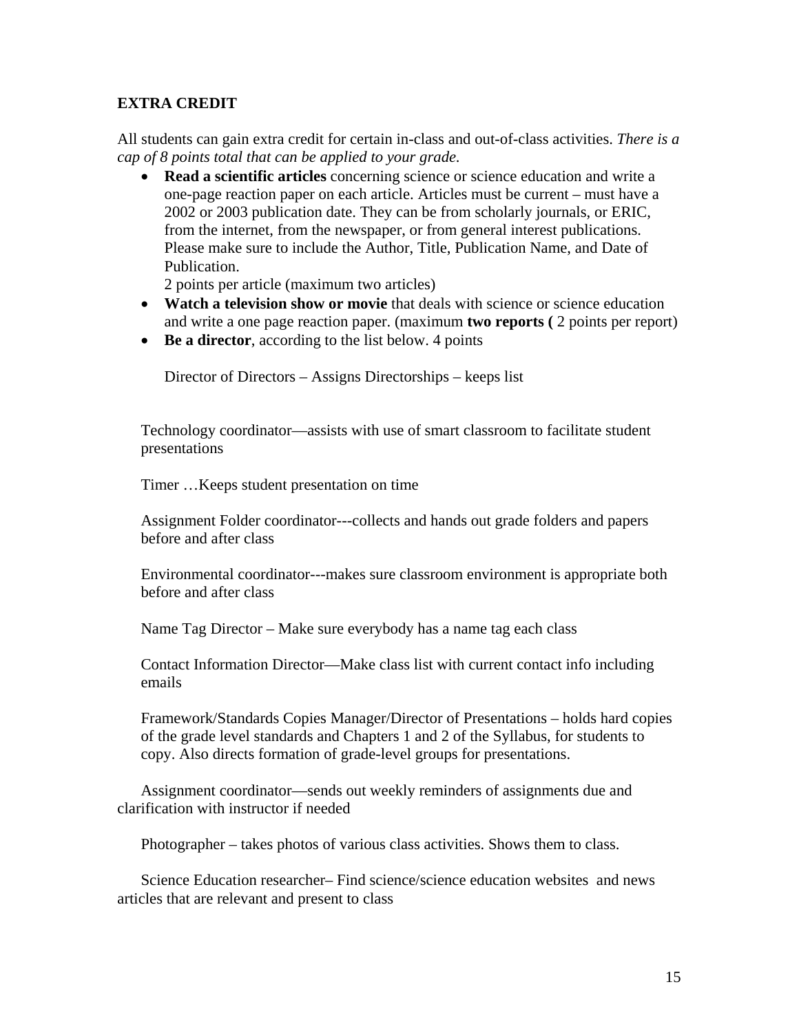## EXTRA CREDIT

All students can gain extra credit for certain in-class and out-of-class activities. *There is a cap of 8 points total that can be applied to your grade.*

- **Read a scientific articles** concerning science or science education and write a one-page reaction paper on each article. Articles must be current – must have a 2002 or 2003 publication date. They can be from scholarly journals, or ERIC, from the internet, from the newspaper, or from general interest publications. Please make sure to include the Author, Title, Publication Name, and Date of Publication.
  2 points per article (maximum two articles)
- **Watch a television show or movie** that deals with science or science education and write a one page reaction paper. (maximum **two reports (** 2 points per report)
- **Be a director**, according to the list below. 4 points

  Director of Directors – Assigns Directorships – keeps list

Technology coordinator—assists with use of smart classroom to facilitate student presentations

Timer …Keeps student presentation on time

Assignment Folder coordinator---collects and hands out grade folders and papers before and after class

Environmental coordinator---makes sure classroom environment is appropriate both before and after class

Name Tag Director – Make sure everybody has a name tag each class

Contact Information Director—Make class list with current contact info including emails

Framework/Standards Copies Manager/Director of Presentations – holds hard copies of the grade level standards and Chapters 1 and 2 of the Syllabus, for students to copy. Also directs formation of grade-level groups for presentations.

Assignment coordinator—sends out weekly reminders of assignments due and clarification with instructor if needed

Photographer – takes photos of various class activities. Shows them to class.

Science Education researcher– Find science/science education websites and news articles that are relevant and present to class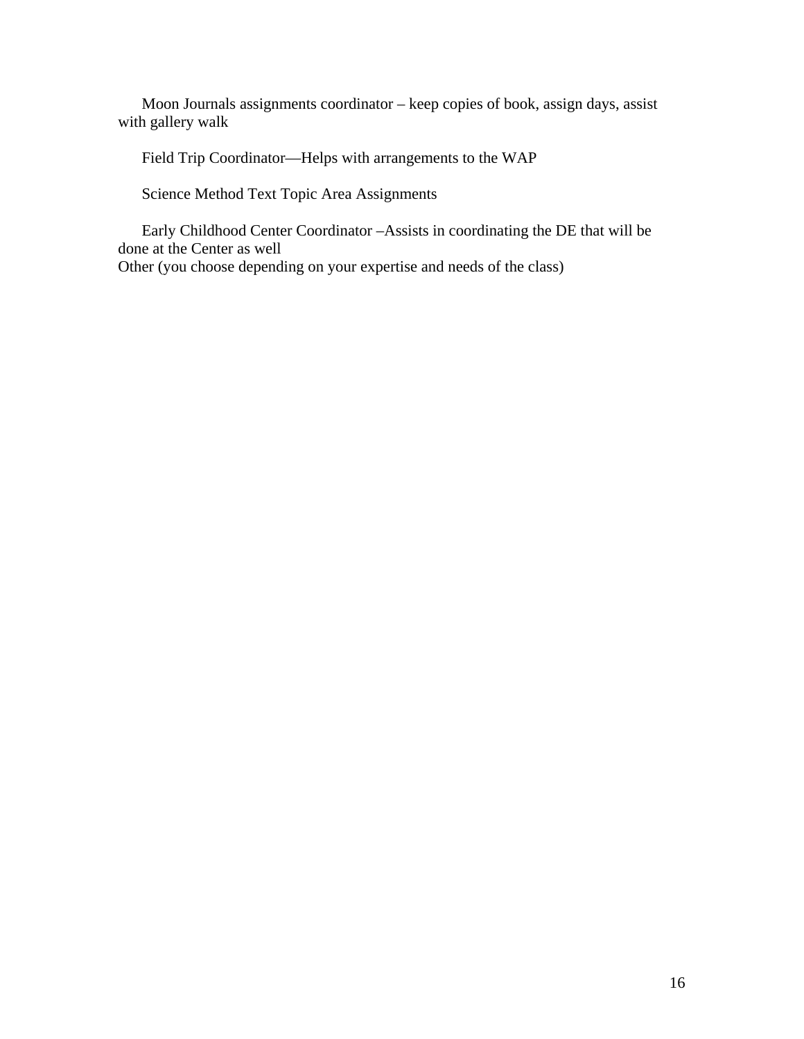Moon Journals assignments coordinator – keep copies of book, assign days, assist with gallery walk

Field Trip Coordinator—Helps with arrangements to the WAP

Science Method Text Topic Area Assignments

Early Childhood Center Coordinator –Assists in coordinating the DE that will be done at the Center as well

Other (you choose depending on your expertise and needs of the class)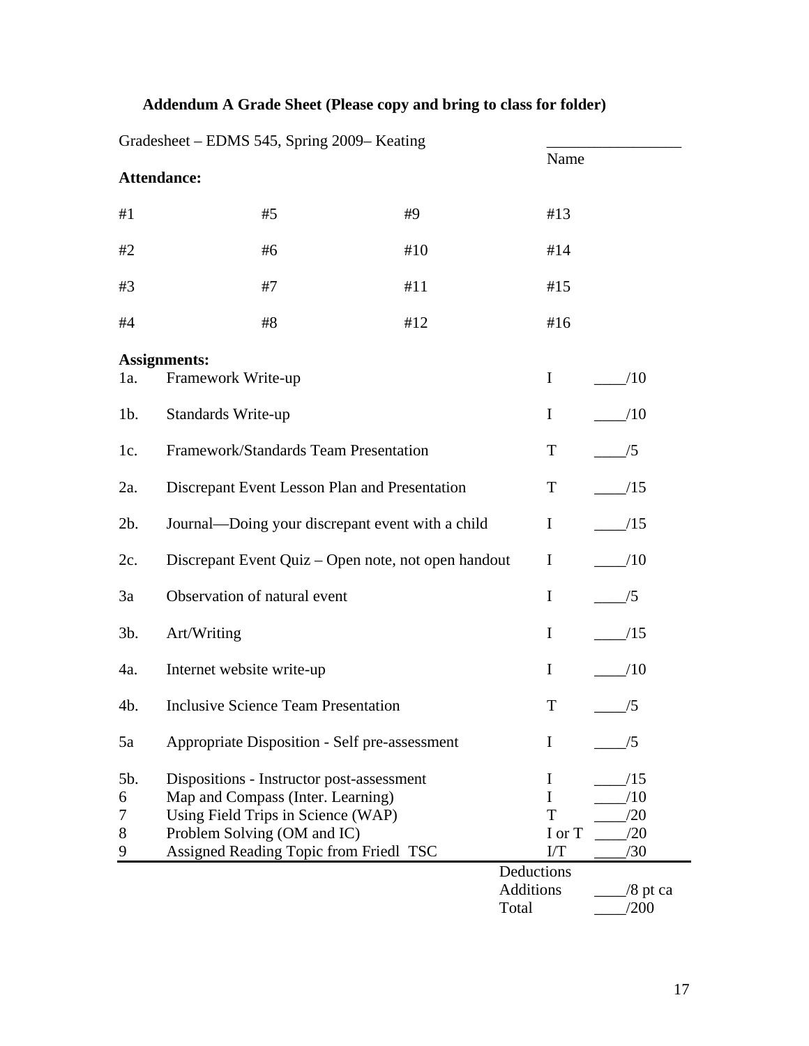### Addendum A Grade Sheet (Please copy and bring to class for folder)

Gradesheet – EDMS 545, Spring 2009– Keating

_________________
Name

**Attendance:**

| | | | |
|---|---|---|---|
| #1 | #5 | #9 | #13 |
| #2 | #6 | #10 | #14 |
| #3 | #7 | #11 | #15 |
| #4 | #8 | #12 | #16 |

**Assignments:**

| | | | |
|---|---|---|---|
| 1a. | Framework Write-up | I | ____/10 |
| 1b. | Standards Write-up | I | ____/10 |
| 1c. | Framework/Standards Team Presentation | T | ____/5 |
| 2a. | Discrepant Event Lesson Plan and Presentation | T | ____/15 |
| 2b. | Journal—Doing your discrepant event with a child | I | ____/15 |
| 2c. | Discrepant Event Quiz – Open note, not open handout | I | ____/10 |
| 3a | Observation of natural event | I | ____/5 |
| 3b. | Art/Writing | I | ____/15 |
| 4a. | Internet website write-up | I | ____/10 |
| 4b. | Inclusive Science Team Presentation | T | ____/5 |
| 5a | Appropriate Disposition - Self pre-assessment | I | ____/5 |
| 5b. | Dispositions - Instructor post-assessment | I | ____/15 |
| 6 | Map and Compass (Inter. Learning) | I | ____/10 |
| 7 | Using Field Trips in Science (WAP) | T | ____/20 |
| 8 | Problem Solving (OM and IC) | I or T | ____/20 |
| 9 | Assigned Reading Topic from Friedl TSC | I/T | ____/30 |
| | | Deductions | |
| | | Additions | ____/8 pt ca |
| | | Total | ____/200 |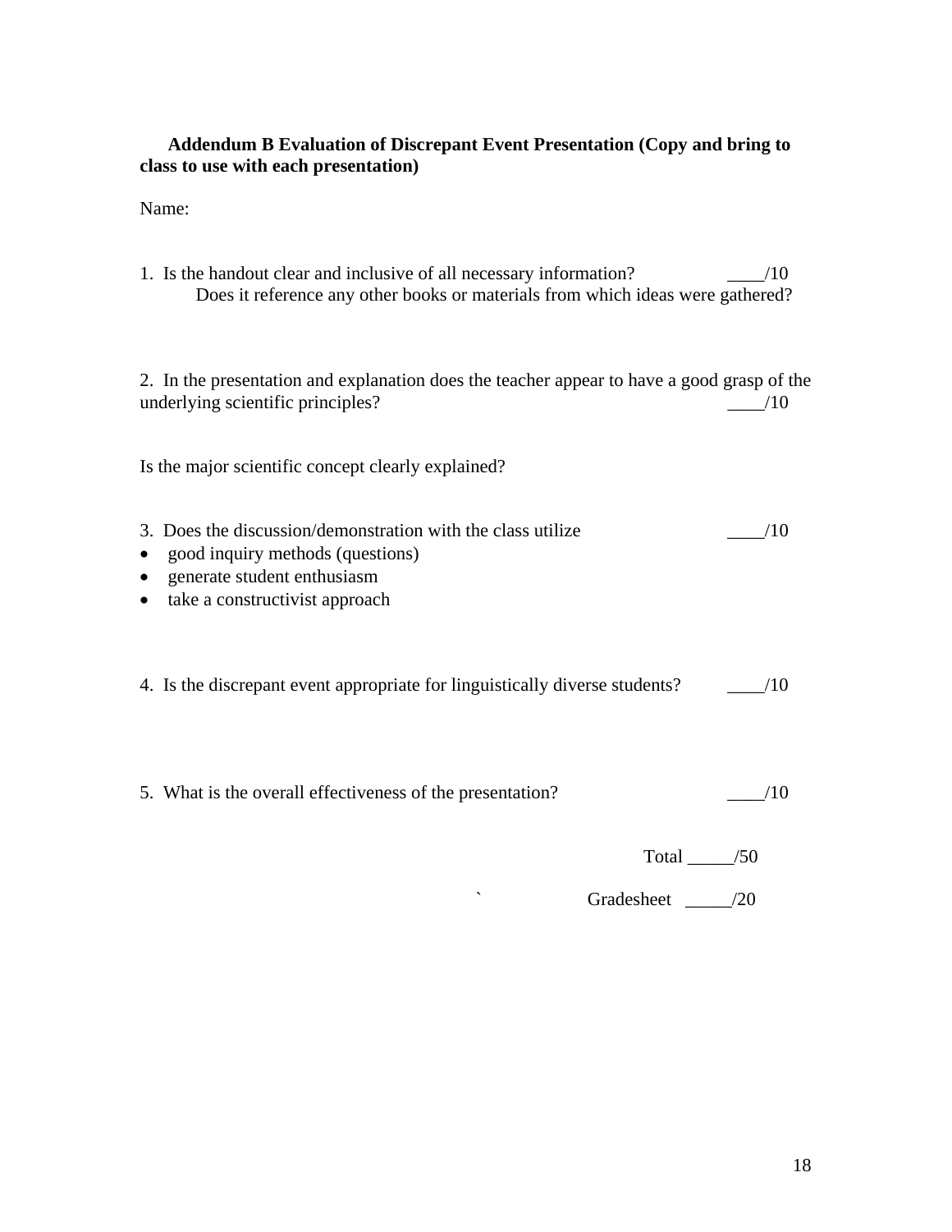**Addendum B Evaluation of Discrepant Event Presentation (Copy and bring to class to use with each presentation)**

Name:

1. Is the handout clear and inclusive of all necessary information? ____/10
   Does it reference any other books or materials from which ideas were gathered?

2. In the presentation and explanation does the teacher appear to have a good grasp of the underlying scientific principles? ____/10

Is the major scientific concept clearly explained?

3. Does the discussion/demonstration with the class utilize ____/10
- good inquiry methods (questions)
- generate student enthusiasm
- take a constructivist approach

4. Is the discrepant event appropriate for linguistically diverse students? ____/10

5. What is the overall effectiveness of the presentation? ____/10

Total _____/50

` Gradesheet _____/20